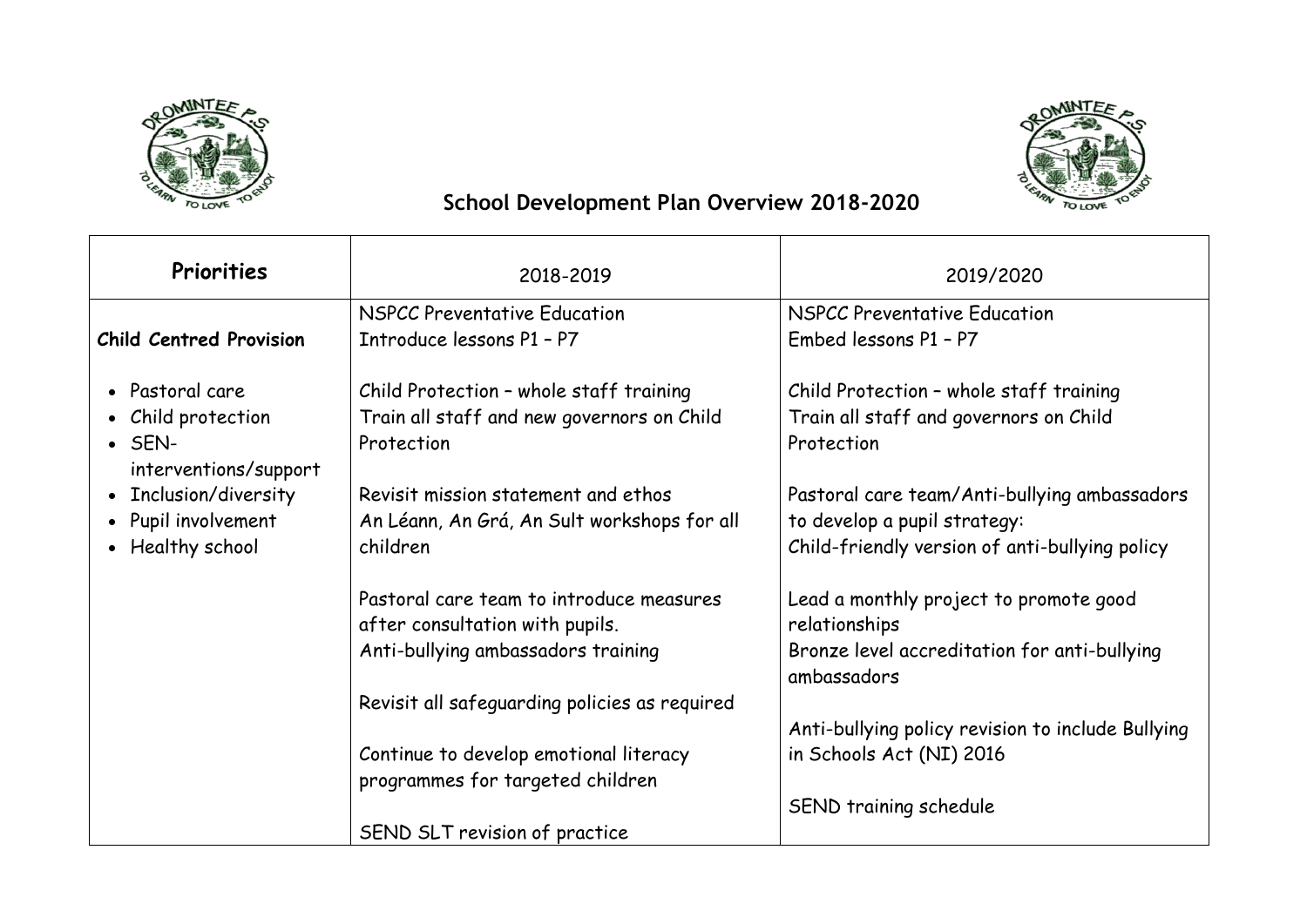# School Development Plan Overview 2018-2020

| Priorities | 2018-2019 | 2019/2020 |
|---|---|---|
| **Child Centred Provision**<br><br>• Pastoral care<br>• Child protection<br>• SEN-interventions/support<br>• Inclusion/diversity<br>• Pupil involvement<br>• Healthy school | NSPCC Preventative Education<br>Introduce lessons P1 – P7<br><br>Child Protection – whole staff training<br>Train all staff and new governors on Child Protection<br><br>Revisit mission statement and ethos<br>An Léann, An Grá, An Sult workshops for all children<br><br>Pastoral care team to introduce measures after consultation with pupils.<br>Anti-bullying ambassadors training<br><br>Revisit all safeguarding policies as required<br><br>Continue to develop emotional literacy programmes for targeted children<br><br>SEND SLT revision of practice | NSPCC Preventative Education<br>Embed lessons P1 – P7<br><br>Child Protection – whole staff training<br>Train all staff and governors on Child Protection<br><br>Pastoral care team/Anti-bullying ambassadors to develop a pupil strategy:<br>Child-friendly version of anti-bullying policy<br><br>Lead a monthly project to promote good relationships<br>Bronze level accreditation for anti-bullying ambassadors<br><br>Anti-bullying policy revision to include Bullying in Schools Act (NI) 2016<br><br>SEND training schedule |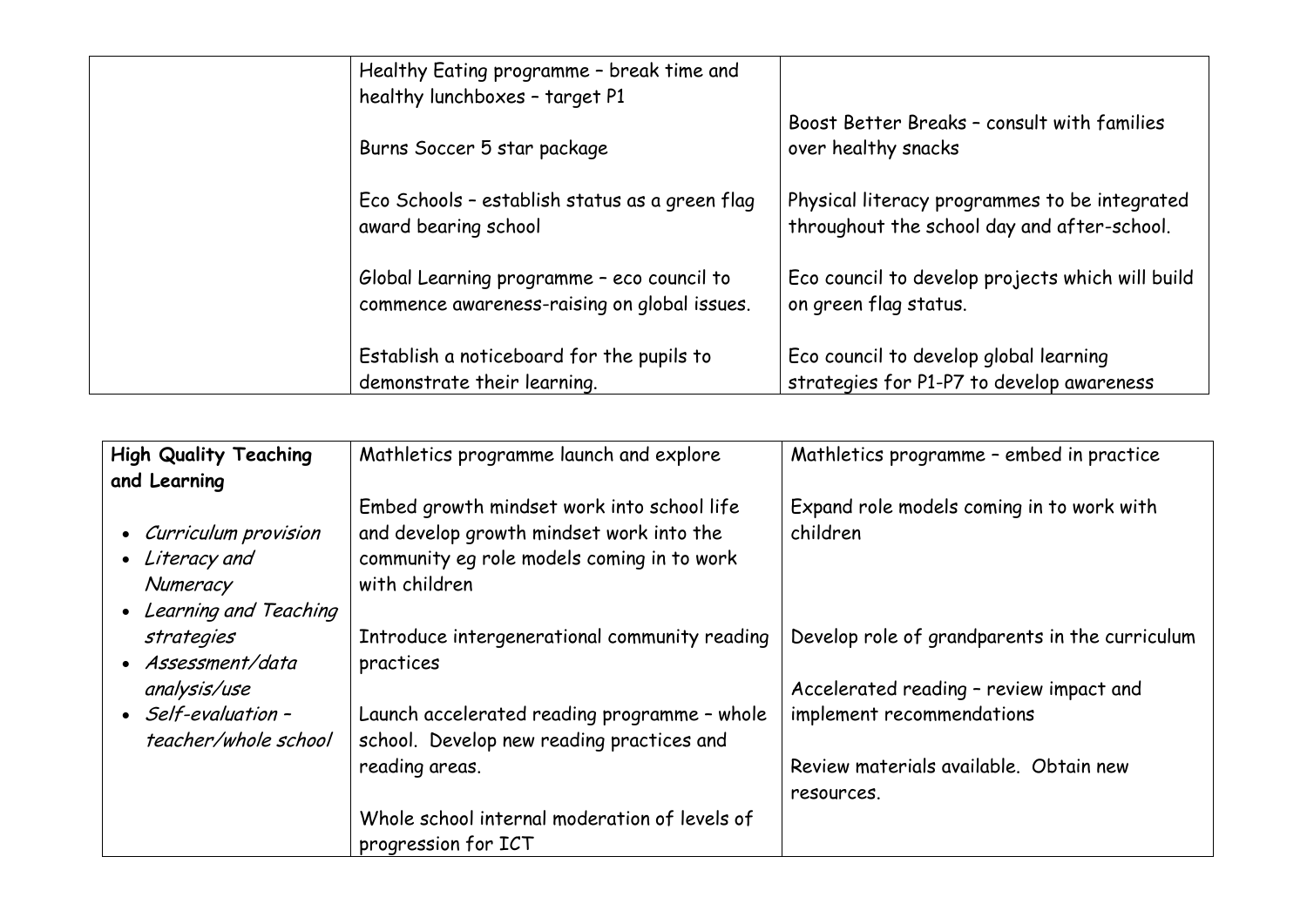| | | |
|---|---|---|
| | Healthy Eating programme – break time and healthy lunchboxes – target P1<br><br>Burns Soccer 5 star package<br><br>Eco Schools – establish status as a green flag award bearing school<br><br>Global Learning programme – eco council to commence awareness-raising on global issues.<br><br>Establish a noticeboard for the pupils to demonstrate their learning. | Boost Better Breaks – consult with families over healthy snacks<br><br>Physical literacy programmes to be integrated throughout the school day and after-school.<br><br>Eco council to develop projects which will build on green flag status.<br><br>Eco council to develop global learning strategies for P1-P7 to develop awareness |

| | | |
|---|---|---|
| **High Quality Teaching and Learning**<br><br>• *Curriculum provision*<br>• *Literacy and Numeracy*<br>• *Learning and Teaching strategies*<br>• *Assessment/data analysis/use*<br>• *Self-evaluation – teacher/whole school* | Mathletics programme launch and explore<br><br>Embed growth mindset work into school life and develop growth mindset work into the community eg role models coming in to work with children<br><br>Introduce intergenerational community reading practices<br><br>Launch accelerated reading programme – whole school. Develop new reading practices and reading areas.<br><br>Whole school internal moderation of levels of progression for ICT | Mathletics programme – embed in practice<br><br>Expand role models coming in to work with children<br><br>Develop role of grandparents in the curriculum<br><br>Accelerated reading – review impact and implement recommendations<br><br>Review materials available. Obtain new resources. |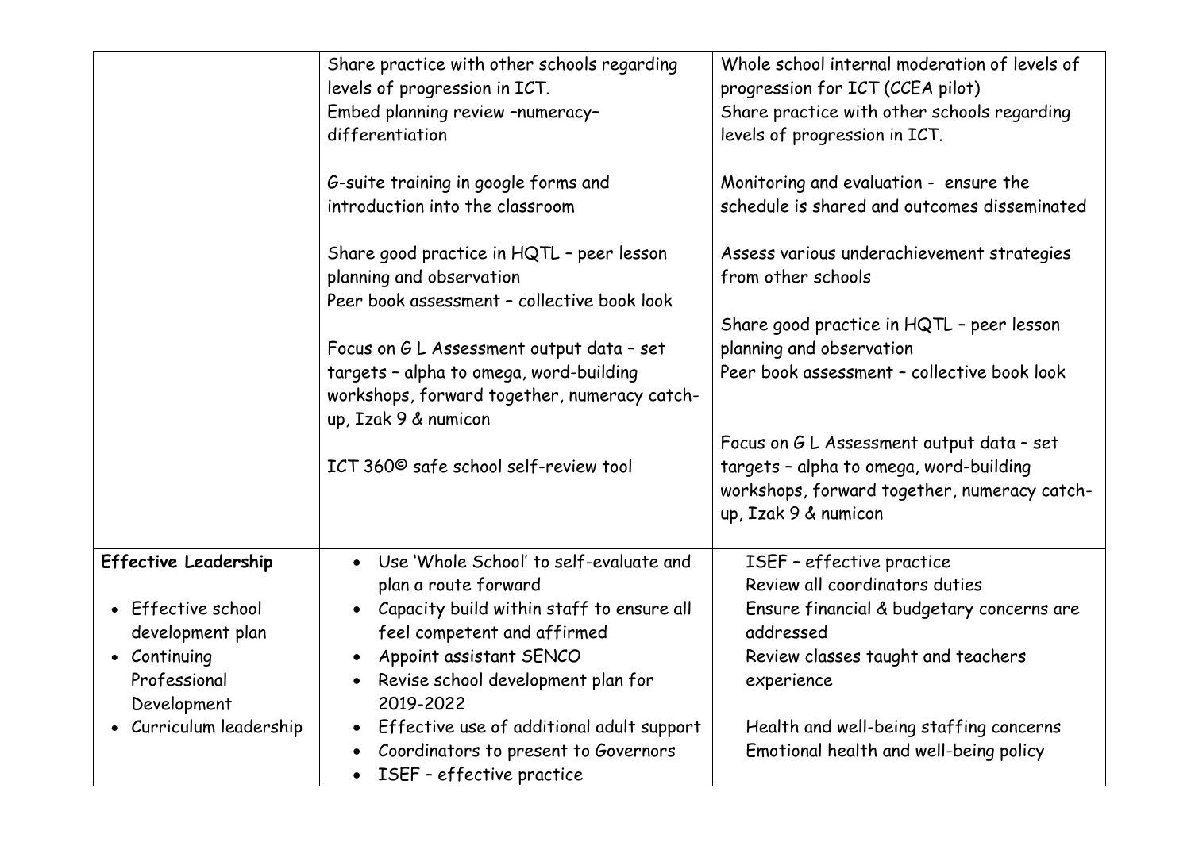| | | |
|---|---|---|
| | Share practice with other schools regarding levels of progression in ICT.<br>Embed planning review –numeracy–differentiation<br><br>G-suite training in google forms and introduction into the classroom<br><br>Share good practice in HQTL – peer lesson planning and observation<br>Peer book assessment – collective book look<br><br>Focus on G L Assessment output data – set targets – alpha to omega, word-building workshops, forward together, numeracy catch-up, Izak 9 & numicon<br><br>ICT 360© safe school self-review tool | Whole school internal moderation of levels of progression for ICT (CCEA pilot)<br>Share practice with other schools regarding levels of progression in ICT.<br><br>Monitoring and evaluation - ensure the schedule is shared and outcomes disseminated<br><br>Assess various underachievement strategies from other schools<br><br>Share good practice in HQTL – peer lesson planning and observation<br>Peer book assessment – collective book look<br><br>Focus on G L Assessment output data – set targets – alpha to omega, word-building workshops, forward together, numeracy catch-up, Izak 9 & numicon |
| **Effective Leadership**<br><br>• Effective school development plan<br>• Continuing Professional Development<br>• Curriculum leadership | • Use 'Whole School' to self-evaluate and plan a route forward<br>• Capacity build within staff to ensure all feel competent and affirmed<br>• Appoint assistant SENCO<br>• Revise school development plan for 2019-2022<br>• Effective use of additional adult support<br>• Coordinators to present to Governors<br>• ISEF – effective practice | ISEF – effective practice<br>Review all coordinators duties<br>Ensure financial & budgetary concerns are addressed<br>Review classes taught and teachers experience<br><br>Health and well-being staffing concerns<br>Emotional health and well-being policy |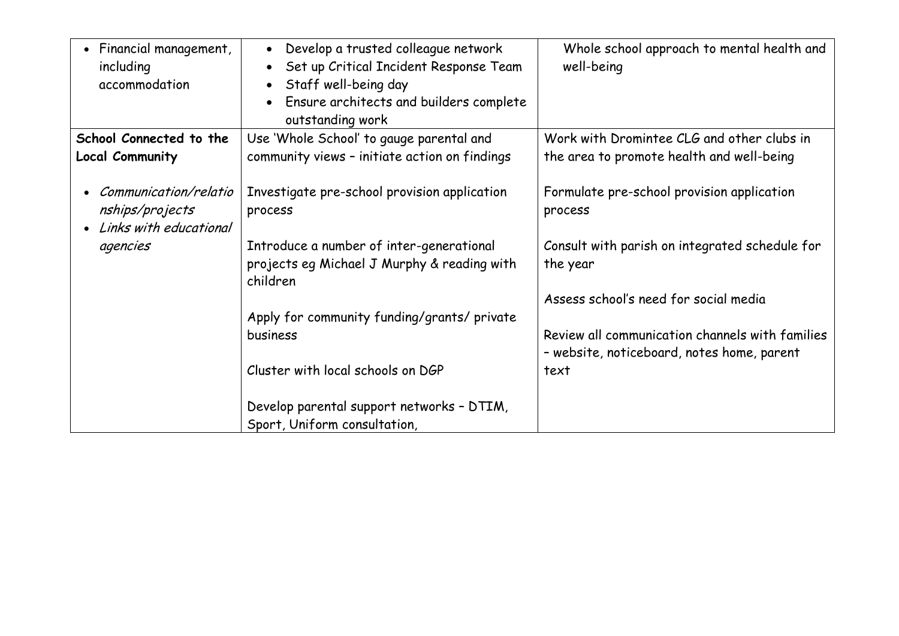| | | |
|---|---|---|
| • Financial management, including accommodation | • Develop a trusted colleague network<br>• Set up Critical Incident Response Team<br>• Staff well-being day<br>• Ensure architects and builders complete outstanding work | Whole school approach to mental health and well-being |
| **School Connected to the Local Community**<br><br>• *Communication/relationships/projects*<br>• *Links with educational agencies* | Use 'Whole School' to gauge parental and community views – initiate action on findings<br><br>Investigate pre-school provision application process<br><br>Introduce a number of inter-generational projects eg Michael J Murphy & reading with children<br><br>Apply for community funding/grants/ private business<br><br>Cluster with local schools on DGP<br><br>Develop parental support networks – DTIM, Sport, Uniform consultation, | Work with Dromintee CLG and other clubs in the area to promote health and well-being<br><br>Formulate pre-school provision application process<br><br>Consult with parish on integrated schedule for the year<br><br>Assess school's need for social media<br><br>Review all communication channels with families – website, noticeboard, notes home, parent text |